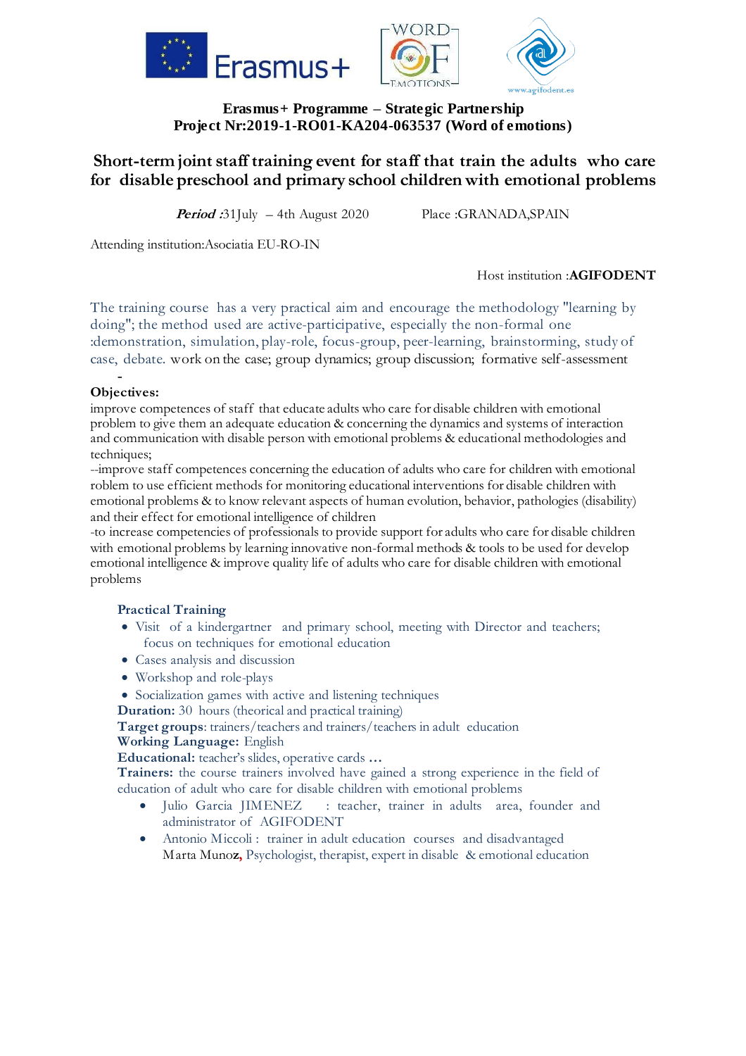**Erasmus+ Programme – Strategic Partnership**
**Project Nr:2019-1-RO01-KA204-063537 (Word of emotions)**

# Short-term joint staff training event for staff that train the adults who care for disable preschool and primary school children with emotional problems

***Period*** :31July – 4th August 2020          Place :GRANADA,SPAIN

Attending institution:Asociatia EU-RO-IN

Host institution :**AGIFODENT**

The training course has a very practical aim and encourage the methodology "learning by doing"; the method used are active-participative, especially the non-formal one :demonstration, simulation, play-role, focus-group, peer-learning, brainstorming, study of case, debate. work on the case; group dynamics; group discussion; formative self-assessment

-

**Objectives:**

improve competences of staff that educate adults who care for disable children with emotional problem to give them an adequate education & concerning the dynamics and systems of interaction and communication with disable person with emotional problems & educational methodologies and techniques;

--improve staff competences concerning the education of adults who care for children with emotional roblem to use efficient methods for monitoring educational interventions for disable children with emotional problems & to know relevant aspects of human evolution, behavior, pathologies (disability) and their effect for emotional intelligence of children

-to increase competencies of professionals to provide support for adults who care for disable children with emotional problems by learning innovative non-formal methods & tools to be used for develop emotional intelligence & improve quality life of adults who care for disable children with emotional problems

**Practical Training**

- Visit of a kindergartner and primary school, meeting with Director and teachers; focus on techniques for emotional education
- Cases analysis and discussion
- Workshop and role-plays
- Socialization games with active and listening techniques

**Duration:** 30 hours (theorical and practical training)
**Target groups**: trainers/teachers and trainers/teachers in adult education
**Working Language:** English
**Educational:** teacher's slides, operative cards **…**
**Trainers:** the course trainers involved have gained a strong experience in the field of education of adult who care for disable children with emotional problems

- Julio Garcia JIMENEZ : teacher, trainer in adults area, founder and administrator of AGIFODENT
- Antonio Miccoli : trainer in adult education courses and disadvantaged
  Marta Munoz, Psychologist, therapist, expert in disable & emotional education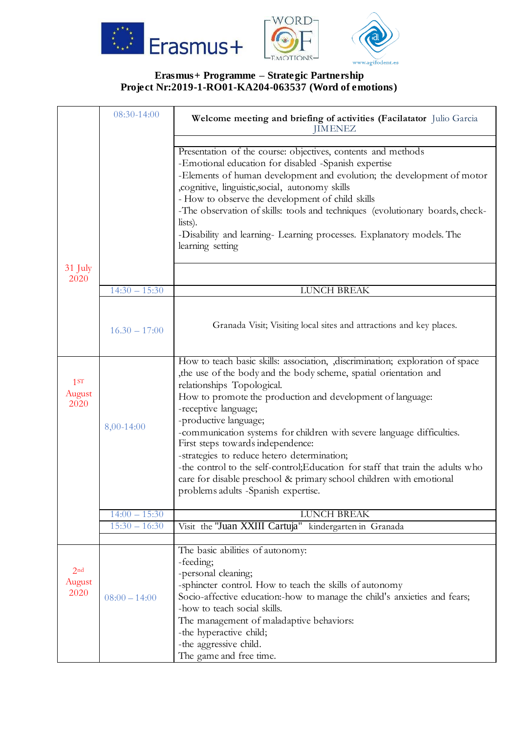**Erasmus+ Programme – Strategic Partnership**
**Project Nr:2019-1-RO01-KA204-063537 (Word of emotions)**

| Date | Time | Activity |
|---|---|---|
| 31 July 2020 | 08:30-14:00 | **Welcome meeting and briefing of activities (Facilatator** Julio Garcia JIMENEZ |
| | | Presentation of the course: objectives, contents and methods<br>-Emotional education for disabled -Spanish expertise<br>-Elements of human development and evolution; the development of motor ,cognitive, linguistic,social, autonomy skills<br>- How to observe the development of child skills<br>-The observation of skills: tools and techniques (evolutionary boards, check-lists).<br>-Disability and learning- Learning processes. Explanatory models. The learning setting |
| | 14:30 – 15:30 | LUNCH BREAK |
| | 16.30 – 17:00 | Granada Visit; Visiting local sites and attractions and key places. |
| 1ST August 2020 | 8,00-14:00 | How to teach basic skills: association, ,discrimination; exploration of space ,the use of the body and the body scheme, spatial orientation and relationships Topological.<br>How to promote the production and development of language:<br>-receptive language;<br>-productive language;<br>-communication systems for children with severe language difficulties.<br>First steps towards independence:<br>-strategies to reduce hetero determination;<br>-the control to the self-control;Education for staff that train the adults who care for disable preschool & primary school children with emotional problems adults -Spanish expertise. |
| | 14:00 – 15:30 | LUNCH BREAK |
| | 15:30 – 16:30 | Visit the "Juan XXIII Cartuja" kindergarten in Granada |
| 2nd August 2020 | 08:00 – 14:00 | The basic abilities of autonomy:<br>-feeding;<br>-personal cleaning;<br>-sphincter control. How to teach the skills of autonomy<br>Socio-affective education:-how to manage the child's anxieties and fears;<br>-how to teach social skills.<br>The management of maladaptive behaviors:<br>-the hyperactive child;<br>-the aggressive child.<br>The game and free time. |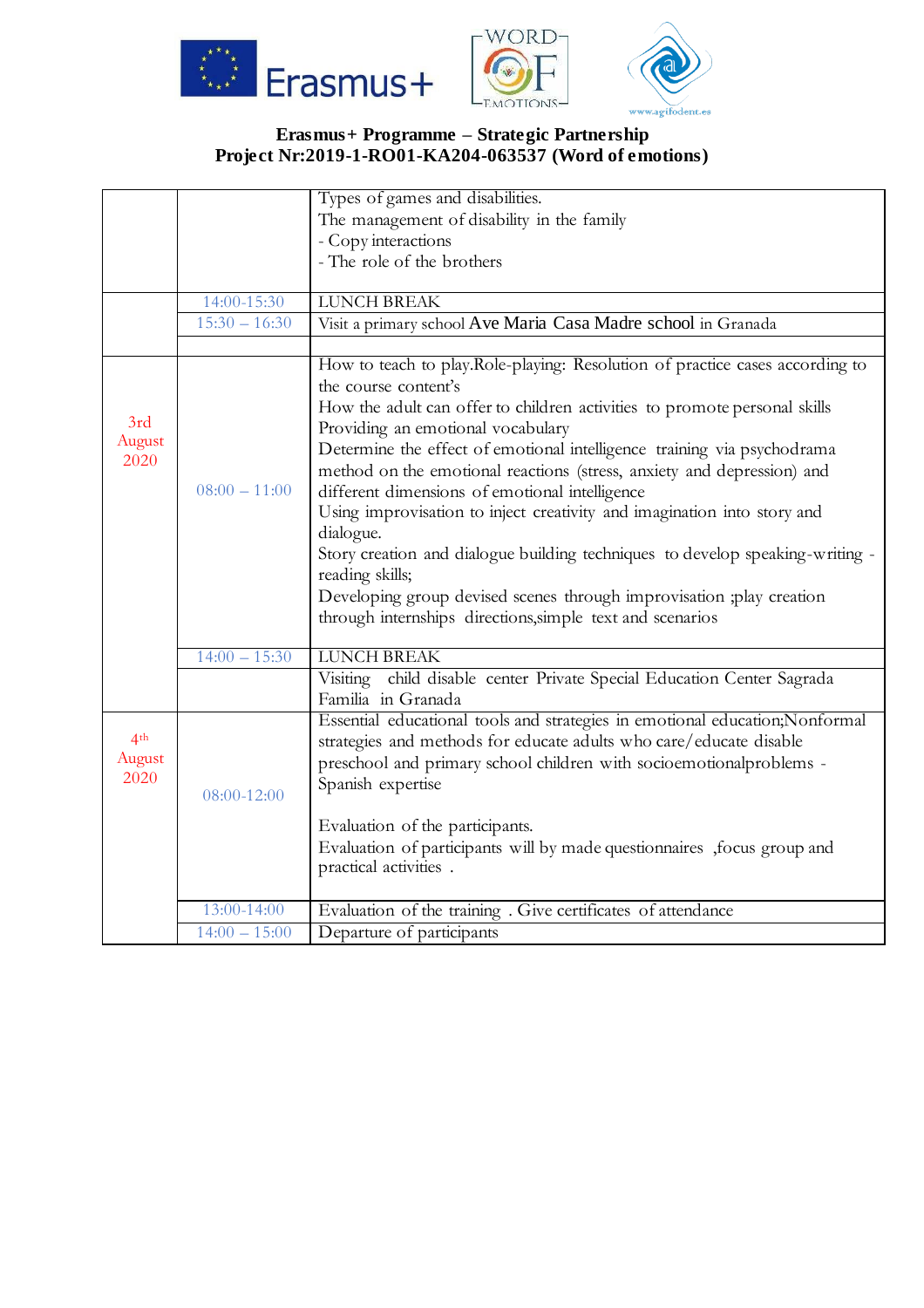**Erasmus+ Programme – Strategic Partnership**
**Project Nr:2019-1-RO01-KA204-063537 (Word of emotions)**

| | | |
|---|---|---|
| | | Types of games and disabilities.<br>The management of disability in the family<br>- Copy interactions<br>- The role of the brothers |
| | 14:00-15:30 | LUNCH BREAK |
| | 15:30 – 16:30 | Visit a primary school Ave Maria Casa Madre school in Granada |
| | | |
| 3rd August 2020 | 08:00 – 11:00 | How to teach to play.Role-playing: Resolution of practice cases according to the course content's<br>How the adult can offer to children activities to promote personal skills<br>Providing an emotional vocabulary<br>Determine the effect of emotional intelligence training via psychodrama method on the emotional reactions (stress, anxiety and depression) and different dimensions of emotional intelligence<br>Using improvisation to inject creativity and imagination into story and dialogue.<br>Story creation and dialogue building techniques to develop speaking-writing - reading skills;<br>Developing group devised scenes through improvisation ;play creation through internships directions,simple text and scenarios |
| | 14:00 – 15:30 | LUNCH BREAK |
| | | Visiting child disable center Private Special Education Center Sagrada Familia in Granada |
| 4th August 2020 | 08:00-12:00 | Essential educational tools and strategies in emotional education;Nonformal strategies and methods for educate adults who care/educate disable preschool and primary school children with socioemotionalproblems - Spanish expertise<br><br>Evaluation of the participants.<br>Evaluation of participants will by made questionnaires ,focus group and practical activities . |
| | 13:00-14:00 | Evaluation of the training . Give certificates of attendance |
| | 14:00 – 15:00 | Departure of participants |